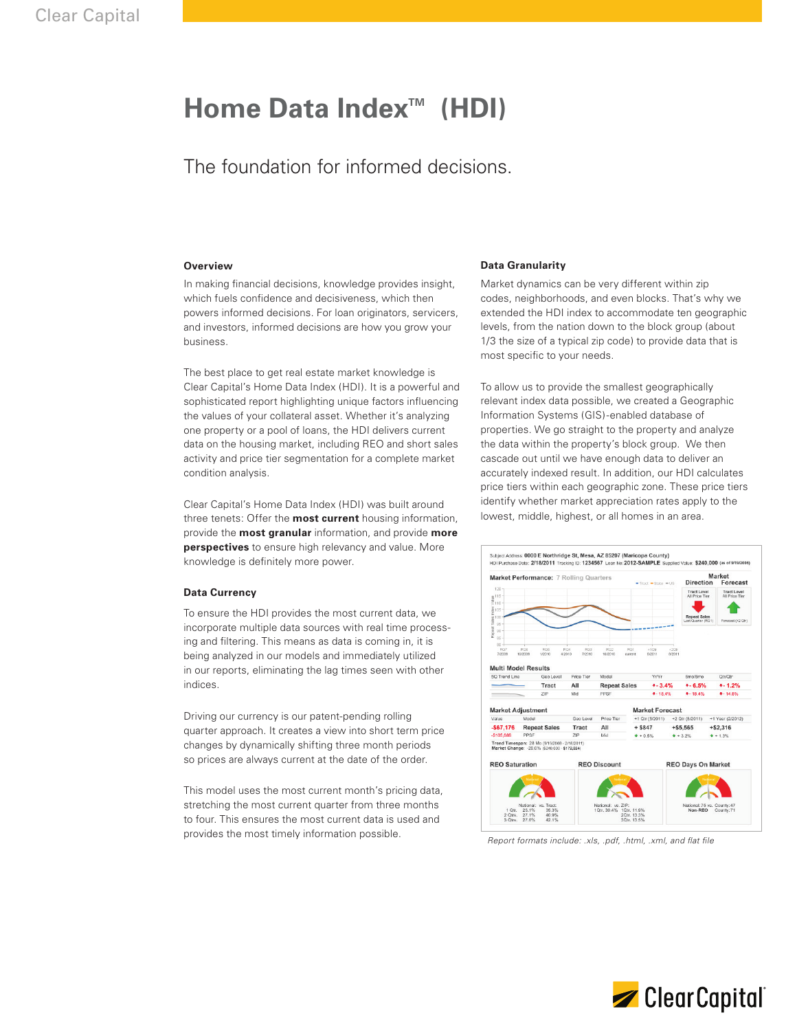# Home Data Index™ (HDI)

The foundation for informed decisions.

### Overview

In making financial decisions, knowledge provides insight, which fuels confidence and decisiveness, which then powers informed decisions. For loan originators, servicers, and investors, informed decisions are how you grow your business.

The best place to get real estate market knowledge is Clear Capital's Home Data Index (HDI). It is a powerful and sophisticated report highlighting unique factors influencing the values of your collateral asset. Whether it's analyzing one property or a pool of loans, the HDI delivers current data on the housing market, including REO and short sales activity and price tier segmentation for a complete market condition analysis.

Clear Capital's Home Data Index (HDI) was built around three tenets: Offer the **most current** housing information, provide the **most granular** information, and provide **more perspectives** to ensure high relevancy and value. More knowledge is definitely more power.

### Data Currency

To ensure the HDI provides the most current data, we incorporate multiple data sources with real time processing and filtering. This means as data is coming in, it is being analyzed in our models and immediately utilized in our reports, eliminating the lag times seen with other indices.

Driving our currency is our patent-pending rolling quarter approach. It creates a view into short term price changes by dynamically shifting three month periods so prices are always current at the date of the order.

This model uses the most current month's pricing data, stretching the most current quarter from three months to four. This ensures the most current data is used and provides the most timely information possible.

### Data Granularity

Market dynamics can be very different within zip codes, neighborhoods, and even blocks. That's why we extended the HDI index to accommodate ten geographic levels, from the nation down to the block group (about 1/3 the size of a typical zip code) to provide data that is most specific to your needs.

To allow us to provide the smallest geographically relevant index data possible, we created a Geographic Information Systems (GIS)-enabled database of properties. We go straight to the property and analyze the data within the property's block group. We then cascade out until we have enough data to deliver an accurately indexed result. In addition, our HDI calculates price tiers within each geographic zone. These price tiers identify whether market appreciation rates apply to the lowest, middle, highest, or all homes in an area.

*Report formats include: .xls, .pdf, .html, .xml, and flat file*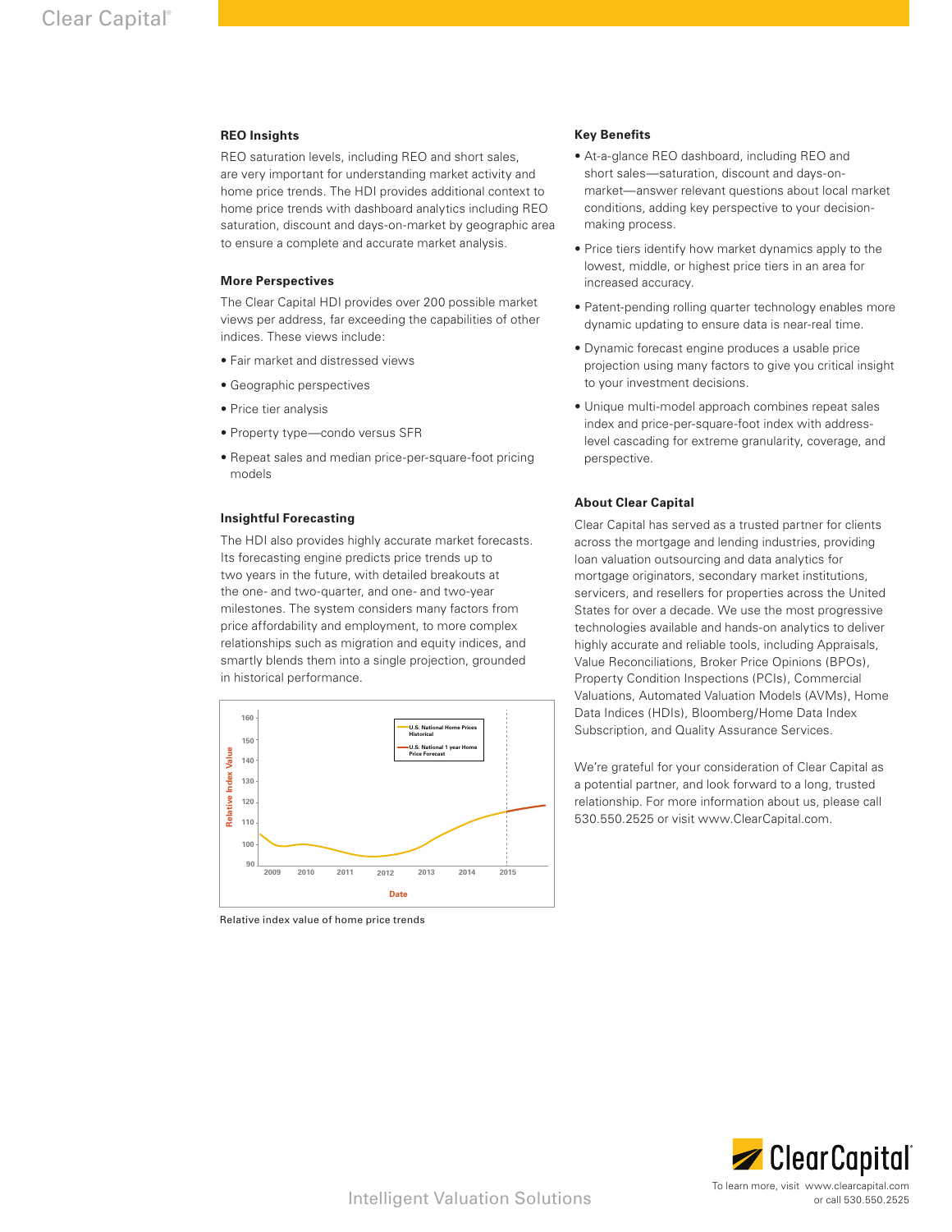## REO Insights

REO saturation levels, including REO and short sales, are very important for understanding market activity and home price trends. The HDI provides additional context to home price trends with dashboard analytics including REO saturation, discount and days-on-market by geographic area to ensure a complete and accurate market analysis.

## More Perspectives

The Clear Capital HDI provides over 200 possible market views per address, far exceeding the capabilities of other indices. These views include:

- Fair market and distressed views
- Geographic perspectives
- Price tier analysis
- Property type—condo versus SFR
- Repeat sales and median price-per-square-foot pricing models

## Insightful Forecasting

The HDI also provides highly accurate market forecasts. Its forecasting engine predicts price trends up to two years in the future, with detailed breakouts at the one- and two-quarter, and one- and two-year milestones. The system considers many factors from price affordability and employment, to more complex relationships such as migration and equity indices, and smartly blends them into a single projection, grounded in historical performance.

U.S. National Home Prices Historical
U.S. National 1 year Home Price Forecast
Relative Index Value
160
150
140
130
120
110
100
90
2009 2010 2011 2012 2013 2014 2015
Date

Relative index value of home price trends

## Key Benefits

- At-a-glance REO dashboard, including REO and short sales—saturation, discount and days-on-market—answer relevant questions about local market conditions, adding key perspective to your decision-making process.
- Price tiers identify how market dynamics apply to the lowest, middle, or highest price tiers in an area for increased accuracy.
- Patent-pending rolling quarter technology enables more dynamic updating to ensure data is near-real time.
- Dynamic forecast engine produces a usable price projection using many factors to give you critical insight to your investment decisions.
- Unique multi-model approach combines repeat sales index and price-per-square-foot index with address-level cascading for extreme granularity, coverage, and perspective.

## About Clear Capital

Clear Capital has served as a trusted partner for clients across the mortgage and lending industries, providing loan valuation outsourcing and data analytics for mortgage originators, secondary market institutions, servicers, and resellers for properties across the United States for over a decade. We use the most progressive technologies available and hands-on analytics to deliver highly accurate and reliable tools, including Appraisals, Value Reconciliations, Broker Price Opinions (BPOs), Property Condition Inspections (PCIs), Commercial Valuations, Automated Valuation Models (AVMs), Home Data Indices (HDIs), Bloomberg/Home Data Index Subscription, and Quality Assurance Services.

We're grateful for your consideration of Clear Capital as a potential partner, and look forward to a long, trusted relationship. For more information about us, please call 530.550.2525 or visit www.ClearCapital.com.

Intelligent Valuation Solutions

To learn more, visit www.clearcapital.com or call 530.550.2525